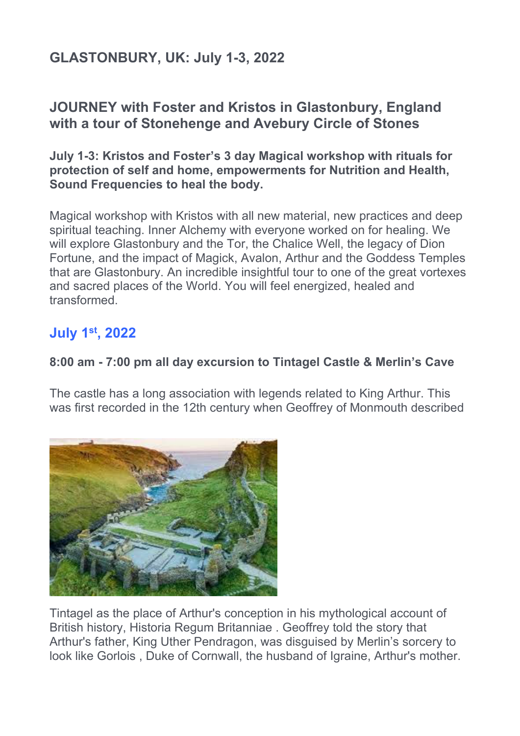## GLASTONBURY, UK: July 1-3, 2022

## JOURNEY with Foster and Kristos in Glastonbury, England with a tour of Stonehenge and Avebury Circle of Stones

**July 1-3: Kristos and Foster's 3 day Magical workshop with rituals for protection of self and home, empowerments for Nutrition and Health, Sound Frequencies to heal the body.**

Magical workshop with Kristos with all new material, new practices and deep spiritual teaching. Inner Alchemy with everyone worked on for healing. We will explore Glastonbury and the Tor, the Chalice Well, the legacy of Dion Fortune, and the impact of Magick, Avalon, Arthur and the Goddess Temples that are Glastonbury. An incredible insightful tour to one of the great vortexes and sacred places of the World. You will feel energized, healed and transformed.

## July 1st, 2022

**8:00 am - 7:00 pm all day excursion to Tintagel Castle & Merlin's Cave**

The castle has a long association with legends related to King Arthur. This was first recorded in the 12th century when Geoffrey of Monmouth described Tintagel as the place of Arthur's conception in his mythological account of British history, Historia Regum Britanniae . Geoffrey told the story that Arthur's father, King Uther Pendragon, was disguised by Merlin's sorcery to look like Gorlois , Duke of Cornwall, the husband of Igraine, Arthur's mother.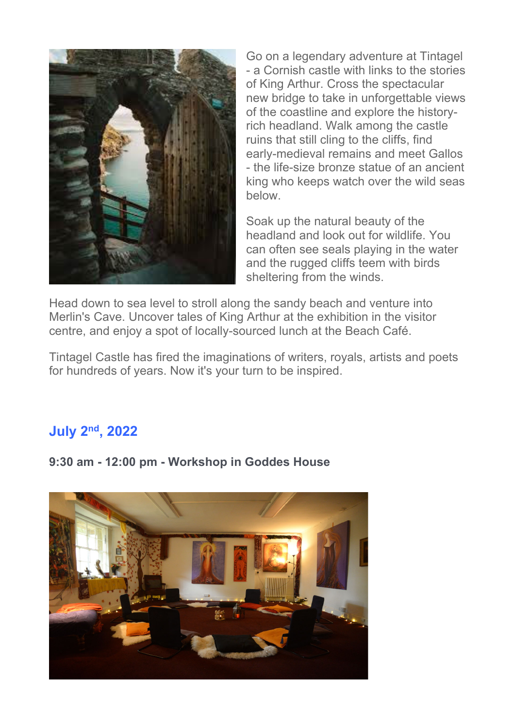Go on a legendary adventure at Tintagel - a Cornish castle with links to the stories of King Arthur. Cross the spectacular new bridge to take in unforgettable views of the coastline and explore the history-rich headland. Walk among the castle ruins that still cling to the cliffs, find early-medieval remains and meet Gallos - the life-size bronze statue of an ancient king who keeps watch over the wild seas below.

Soak up the natural beauty of the headland and look out for wildlife. You can often see seals playing in the water and the rugged cliffs teem with birds sheltering from the winds.

Head down to sea level to stroll along the sandy beach and venture into Merlin's Cave. Uncover tales of King Arthur at the exhibition in the visitor centre, and enjoy a spot of locally-sourced lunch at the Beach Café.

Tintagel Castle has fired the imaginations of writers, royals, artists and poets for hundreds of years. Now it's your turn to be inspired.

## July 2nd, 2022

**9:30 am - 12:00 pm - Workshop in Goddes House**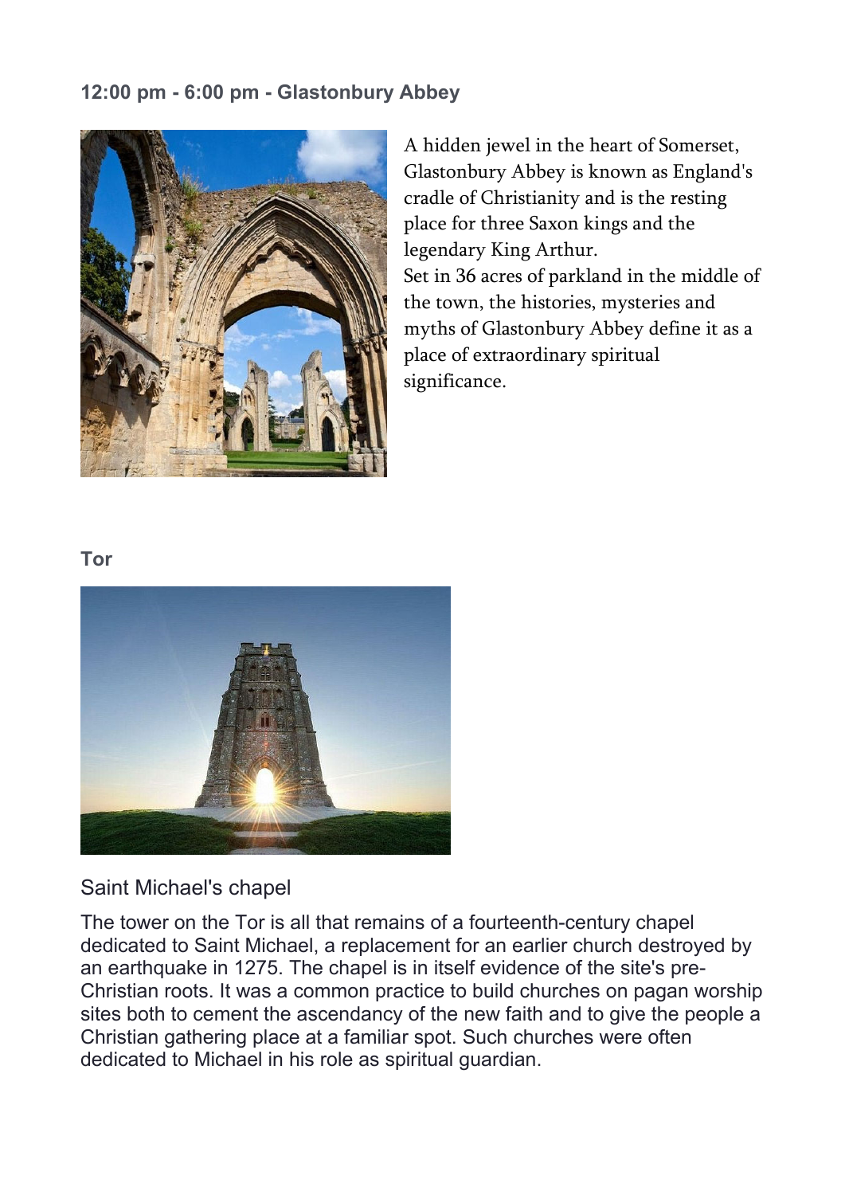### 12:00 pm - 6:00 pm - Glastonbury Abbey

A hidden jewel in the heart of Somerset, Glastonbury Abbey is known as England's cradle of Christianity and is the resting place for three Saxon kings and the legendary King Arthur.
Set in 36 acres of parkland in the middle of the town, the histories, mysteries and myths of Glastonbury Abbey define it as a place of extraordinary spiritual significance.

### Tor

Saint Michael's chapel

The tower on the Tor is all that remains of a fourteenth-century chapel dedicated to Saint Michael, a replacement for an earlier church destroyed by an earthquake in 1275. The chapel is in itself evidence of the site's pre-Christian roots. It was a common practice to build churches on pagan worship sites both to cement the ascendancy of the new faith and to give the people a Christian gathering place at a familiar spot. Such churches were often dedicated to Michael in his role as spiritual guardian.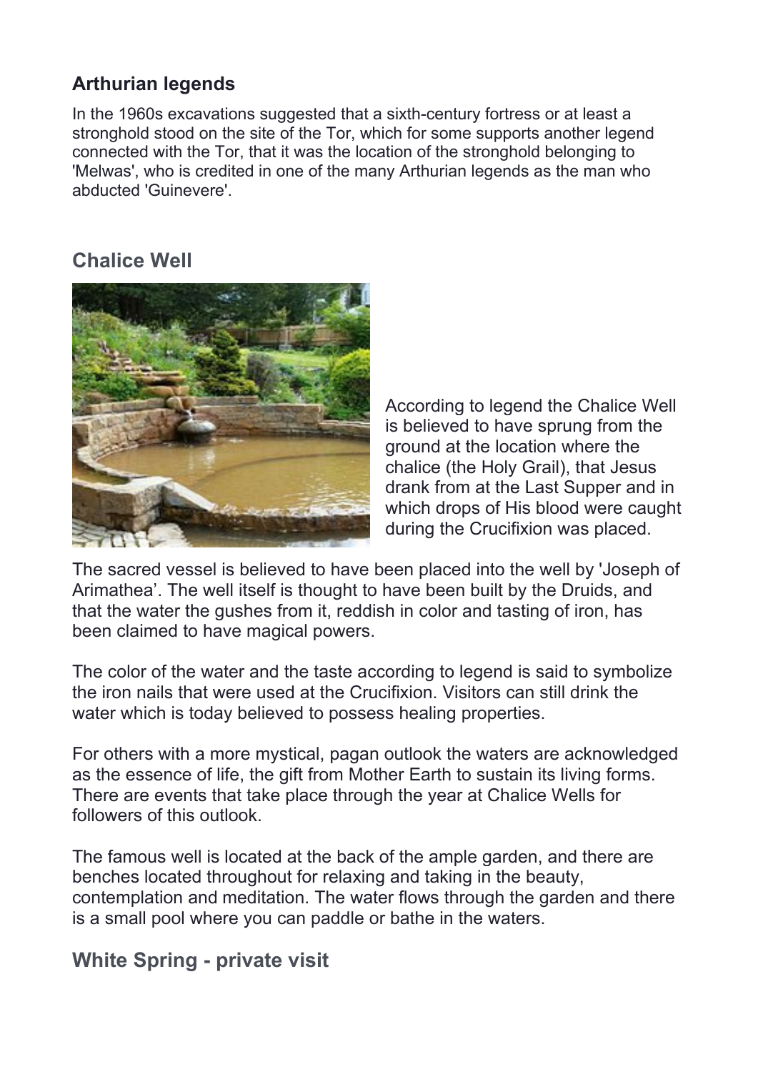## Arthurian legends

In the 1960s excavations suggested that a sixth-century fortress or at least a stronghold stood on the site of the Tor, which for some supports another legend connected with the Tor, that it was the location of the stronghold belonging to 'Melwas', who is credited in one of the many Arthurian legends as the man who abducted 'Guinevere'.

## Chalice Well

According to legend the Chalice Well is believed to have sprung from the ground at the location where the chalice (the Holy Grail), that Jesus drank from at the Last Supper and in which drops of His blood were caught during the Crucifixion was placed.

The sacred vessel is believed to have been placed into the well by 'Joseph of Arimathea'. The well itself is thought to have been built by the Druids, and that the water the gushes from it, reddish in color and tasting of iron, has been claimed to have magical powers.

The color of the water and the taste according to legend is said to symbolize the iron nails that were used at the Crucifixion. Visitors can still drink the water which is today believed to possess healing properties.

For others with a more mystical, pagan outlook the waters are acknowledged as the essence of life, the gift from Mother Earth to sustain its living forms. There are events that take place through the year at Chalice Wells for followers of this outlook.

The famous well is located at the back of the ample garden, and there are benches located throughout for relaxing and taking in the beauty, contemplation and meditation. The water flows through the garden and there is a small pool where you can paddle or bathe in the waters.

## White Spring - private visit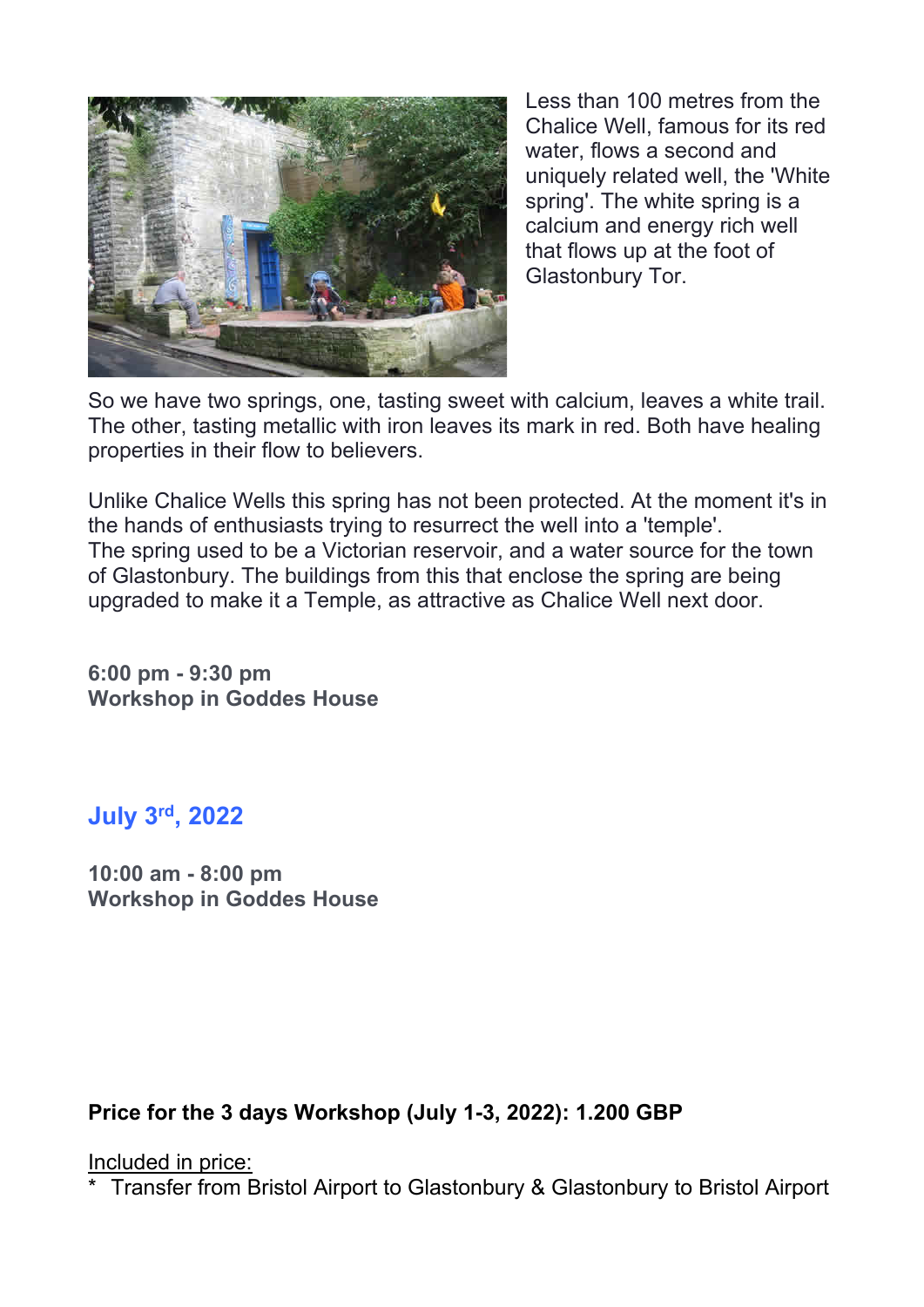Less than 100 metres from the Chalice Well, famous for its red water, flows a second and uniquely related well, the 'White spring'. The white spring is a calcium and energy rich well that flows up at the foot of Glastonbury Tor.

So we have two springs, one, tasting sweet with calcium, leaves a white trail. The other, tasting metallic with iron leaves its mark in red. Both have healing properties in their flow to believers.

Unlike Chalice Wells this spring has not been protected. At the moment it's in the hands of enthusiasts trying to resurrect the well into a 'temple'.
The spring used to be a Victorian reservoir, and a water source for the town of Glastonbury. The buildings from this that enclose the spring are being upgraded to make it a Temple, as attractive as Chalice Well next door.

**6:00 pm - 9:30 pm**
**Workshop in Goddes House**

## July 3rd, 2022

**10:00 am - 8:00 pm**
**Workshop in Goddes House**

**Price for the 3 days Workshop (July 1-3, 2022): 1.200 GBP**

Included in price:
* Transfer from Bristol Airport to Glastonbury & Glastonbury to Bristol Airport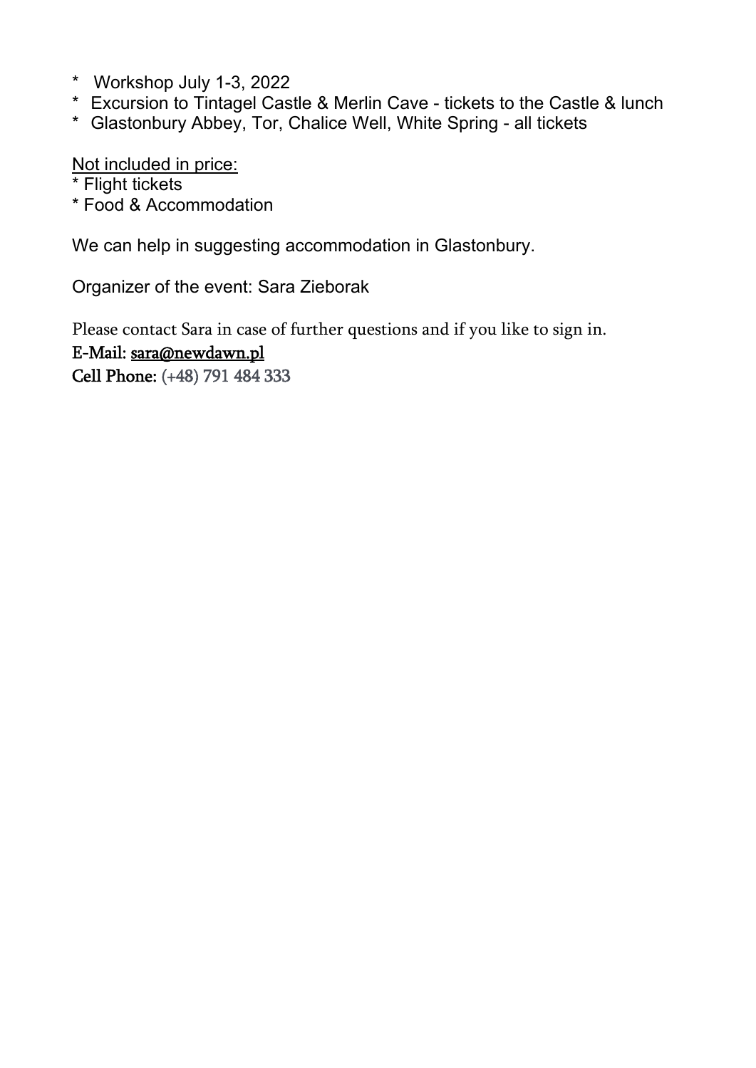* Workshop July 1-3, 2022
* Excursion to Tintagel Castle & Merlin Cave - tickets to the Castle & lunch
* Glastonbury Abbey, Tor, Chalice Well, White Spring - all tickets

Not included in price:
* Flight tickets
* Food & Accommodation

We can help in suggesting accommodation in Glastonbury.

Organizer of the event: Sara Zieborak

Please contact Sara in case of further questions and if you like to sign in.
E-Mail: sara@newdawn.pl
Cell Phone: (+48) 791 484 333